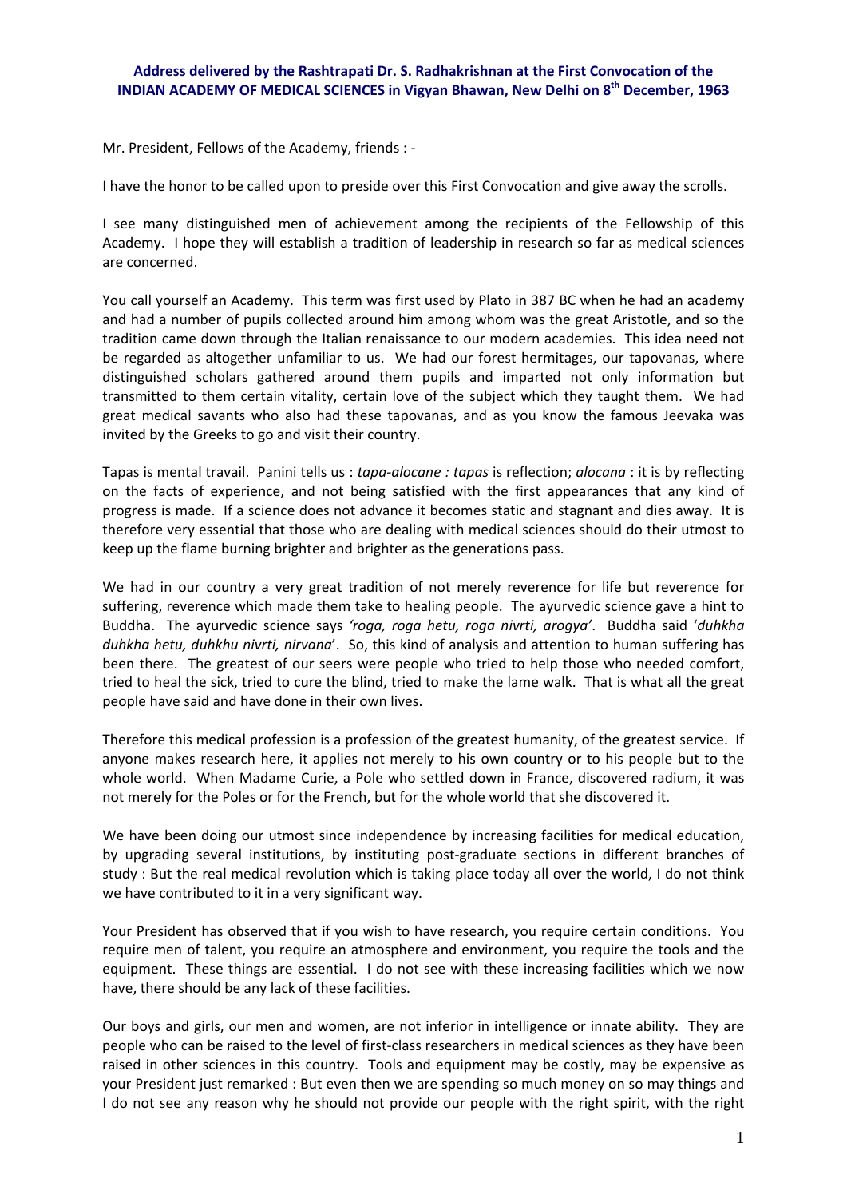**Address delivered by the Rashtrapati Dr. S. Radhakrishnan at the First Convocation of the INDIAN ACADEMY OF MEDICAL SCIENCES in Vigyan Bhawan, New Delhi on 8th December, 1963**

Mr. President, Fellows of the Academy, friends : -

I have the honor to be called upon to preside over this First Convocation and give away the scrolls.

I see many distinguished men of achievement among the recipients of the Fellowship of this Academy. I hope they will establish a tradition of leadership in research so far as medical sciences are concerned.

You call yourself an Academy. This term was first used by Plato in 387 BC when he had an academy and had a number of pupils collected around him among whom was the great Aristotle, and so the tradition came down through the Italian renaissance to our modern academies. This idea need not be regarded as altogether unfamiliar to us. We had our forest hermitages, our tapovanas, where distinguished scholars gathered around them pupils and imparted not only information but transmitted to them certain vitality, certain love of the subject which they taught them. We had great medical savants who also had these tapovanas, and as you know the famous Jeevaka was invited by the Greeks to go and visit their country.

Tapas is mental travail. Panini tells us : *tapa-alocane : tapas* is reflection; *alocana* : it is by reflecting on the facts of experience, and not being satisfied with the first appearances that any kind of progress is made. If a science does not advance it becomes static and stagnant and dies away. It is therefore very essential that those who are dealing with medical sciences should do their utmost to keep up the flame burning brighter and brighter as the generations pass.

We had in our country a very great tradition of not merely reverence for life but reverence for suffering, reverence which made them take to healing people. The ayurvedic science gave a hint to Buddha. The ayurvedic science says *'roga, roga hetu, roga nivrti, arogya'*. Buddha said '*duhkha duhkha hetu, duhkhu nivrti, nirvana*'. So, this kind of analysis and attention to human suffering has been there. The greatest of our seers were people who tried to help those who needed comfort, tried to heal the sick, tried to cure the blind, tried to make the lame walk. That is what all the great people have said and have done in their own lives.

Therefore this medical profession is a profession of the greatest humanity, of the greatest service. If anyone makes research here, it applies not merely to his own country or to his people but to the whole world. When Madame Curie, a Pole who settled down in France, discovered radium, it was not merely for the Poles or for the French, but for the whole world that she discovered it.

We have been doing our utmost since independence by increasing facilities for medical education, by upgrading several institutions, by instituting post-graduate sections in different branches of study : But the real medical revolution which is taking place today all over the world, I do not think we have contributed to it in a very significant way.

Your President has observed that if you wish to have research, you require certain conditions. You require men of talent, you require an atmosphere and environment, you require the tools and the equipment. These things are essential. I do not see with these increasing facilities which we now have, there should be any lack of these facilities.

Our boys and girls, our men and women, are not inferior in intelligence or innate ability. They are people who can be raised to the level of first-class researchers in medical sciences as they have been raised in other sciences in this country. Tools and equipment may be costly, may be expensive as your President just remarked : But even then we are spending so much money on so may things and I do not see any reason why he should not provide our people with the right spirit, with the right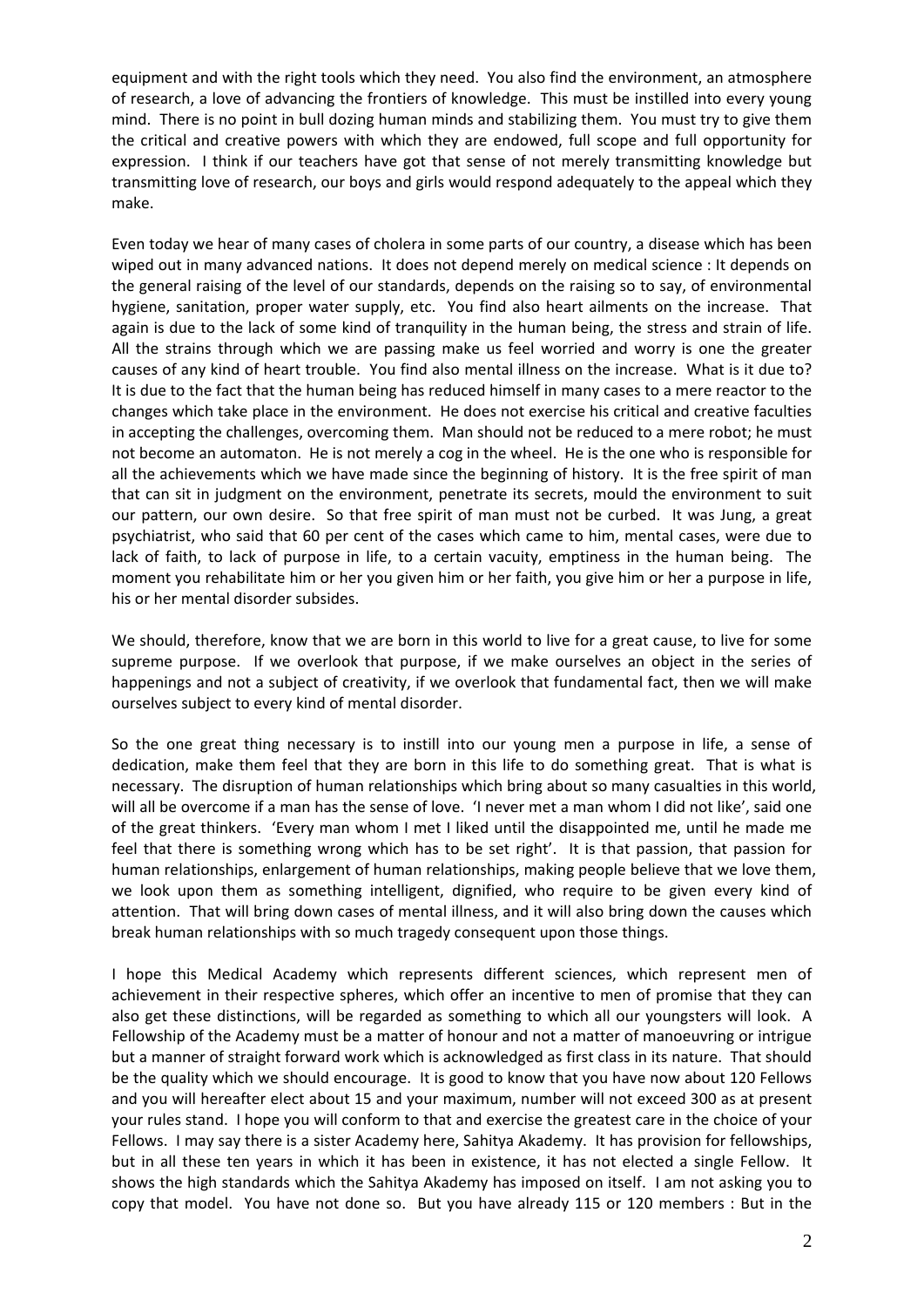equipment and with the right tools which they need. You also find the environment, an atmosphere of research, a love of advancing the frontiers of knowledge. This must be instilled into every young mind. There is no point in bull dozing human minds and stabilizing them. You must try to give them the critical and creative powers with which they are endowed, full scope and full opportunity for expression. I think if our teachers have got that sense of not merely transmitting knowledge but transmitting love of research, our boys and girls would respond adequately to the appeal which they make.

Even today we hear of many cases of cholera in some parts of our country, a disease which has been wiped out in many advanced nations. It does not depend merely on medical science : It depends on the general raising of the level of our standards, depends on the raising so to say, of environmental hygiene, sanitation, proper water supply, etc. You find also heart ailments on the increase. That again is due to the lack of some kind of tranquility in the human being, the stress and strain of life. All the strains through which we are passing make us feel worried and worry is one the greater causes of any kind of heart trouble. You find also mental illness on the increase. What is it due to? It is due to the fact that the human being has reduced himself in many cases to a mere reactor to the changes which take place in the environment. He does not exercise his critical and creative faculties in accepting the challenges, overcoming them. Man should not be reduced to a mere robot; he must not become an automaton. He is not merely a cog in the wheel. He is the one who is responsible for all the achievements which we have made since the beginning of history. It is the free spirit of man that can sit in judgment on the environment, penetrate its secrets, mould the environment to suit our pattern, our own desire. So that free spirit of man must not be curbed. It was Jung, a great psychiatrist, who said that 60 per cent of the cases which came to him, mental cases, were due to lack of faith, to lack of purpose in life, to a certain vacuity, emptiness in the human being. The moment you rehabilitate him or her you given him or her faith, you give him or her a purpose in life, his or her mental disorder subsides.

We should, therefore, know that we are born in this world to live for a great cause, to live for some supreme purpose. If we overlook that purpose, if we make ourselves an object in the series of happenings and not a subject of creativity, if we overlook that fundamental fact, then we will make ourselves subject to every kind of mental disorder.

So the one great thing necessary is to instill into our young men a purpose in life, a sense of dedication, make them feel that they are born in this life to do something great. That is what is necessary. The disruption of human relationships which bring about so many casualties in this world, will all be overcome if a man has the sense of love. 'I never met a man whom I did not like', said one of the great thinkers. 'Every man whom I met I liked until the disappointed me, until he made me feel that there is something wrong which has to be set right'. It is that passion, that passion for human relationships, enlargement of human relationships, making people believe that we love them, we look upon them as something intelligent, dignified, who require to be given every kind of attention. That will bring down cases of mental illness, and it will also bring down the causes which break human relationships with so much tragedy consequent upon those things.

I hope this Medical Academy which represents different sciences, which represent men of achievement in their respective spheres, which offer an incentive to men of promise that they can also get these distinctions, will be regarded as something to which all our youngsters will look. A Fellowship of the Academy must be a matter of honour and not a matter of manoeuvring or intrigue but a manner of straight forward work which is acknowledged as first class in its nature. That should be the quality which we should encourage. It is good to know that you have now about 120 Fellows and you will hereafter elect about 15 and your maximum, number will not exceed 300 as at present your rules stand. I hope you will conform to that and exercise the greatest care in the choice of your Fellows. I may say there is a sister Academy here, Sahitya Akademy. It has provision for fellowships, but in all these ten years in which it has been in existence, it has not elected a single Fellow. It shows the high standards which the Sahitya Akademy has imposed on itself. I am not asking you to copy that model. You have not done so. But you have already 115 or 120 members : But in the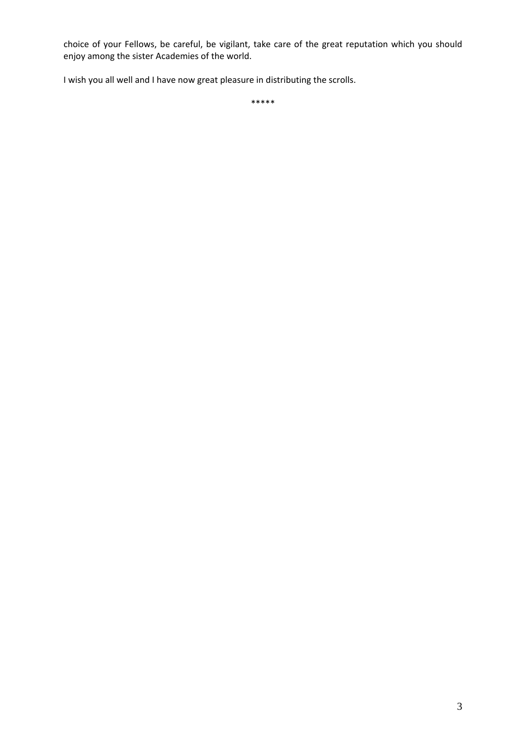choice of your Fellows, be careful, be vigilant, take care of the great reputation which you should enjoy among the sister Academies of the world.

I wish you all well and I have now great pleasure in distributing the scrolls.

*****